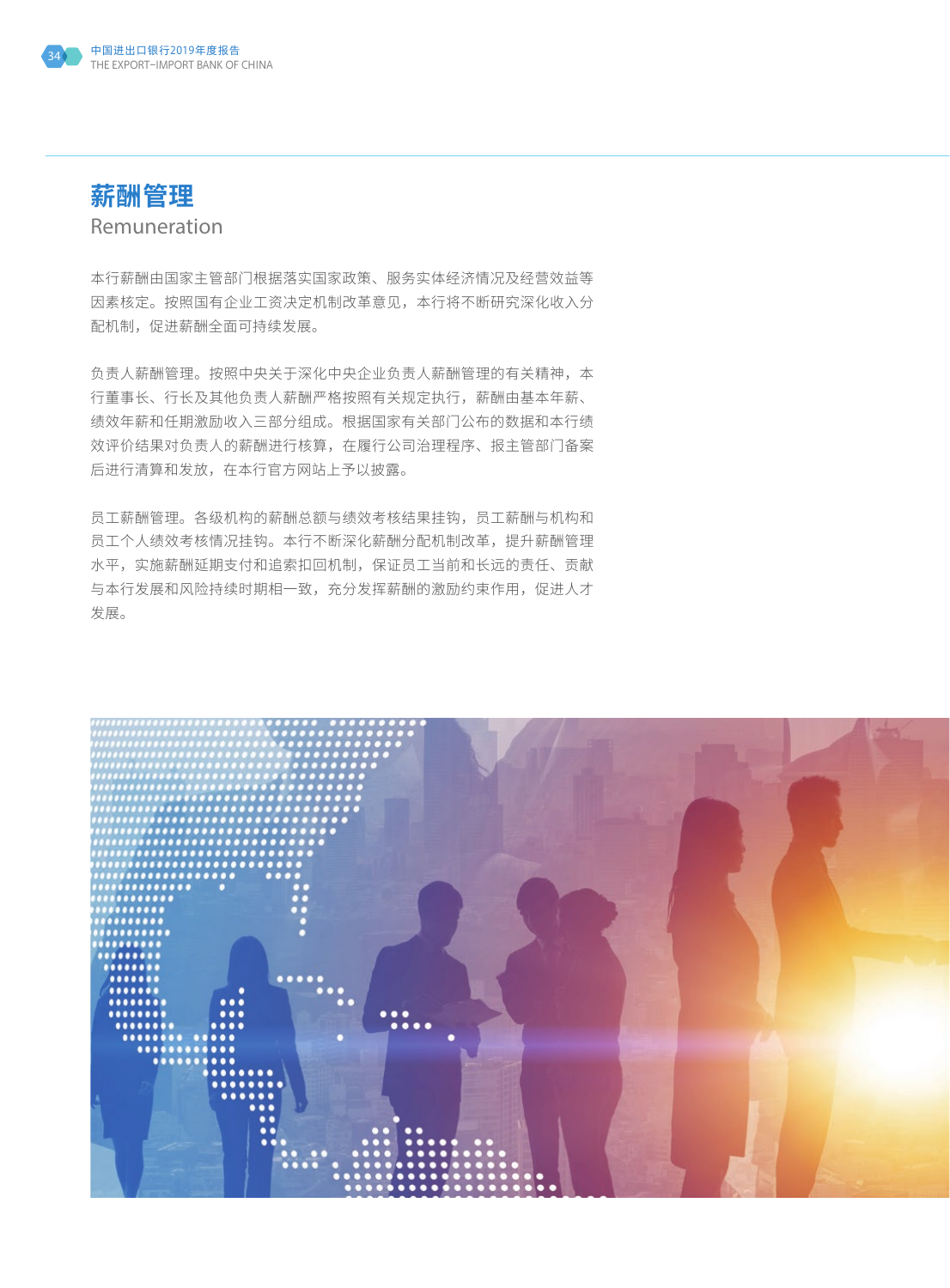# 薪酬管理

Remuneration

本行薪酬由国家主管部门根据落实国家政策、服务实体经济情况及经营效益等因素核定。按照国有企业工资决定机制改革意见，本行将不断研究深化收入分配机制，促进薪酬全面可持续发展。

负责人薪酬管理。按照中央关于深化中央企业负责人薪酬管理的有关精神，本行董事长、行长及其他负责人薪酬严格按照有关规定执行，薪酬由基本年薪、绩效年薪和任期激励收入三部分组成。根据国家有关部门公布的数据和本行绩效评价结果对负责人的薪酬进行核算，在履行公司治理程序、报主管部门备案后进行清算和发放，在本行官方网站上予以披露。

员工薪酬管理。各级机构的薪酬总额与绩效考核结果挂钩，员工薪酬与机构和员工个人绩效考核情况挂钩。本行不断深化薪酬分配机制改革，提升薪酬管理水平，实施薪酬延期支付和追索扣回机制，保证员工当前和长远的责任、贡献与本行发展和风险持续时期相一致，充分发挥薪酬的激励约束作用，促进人才发展。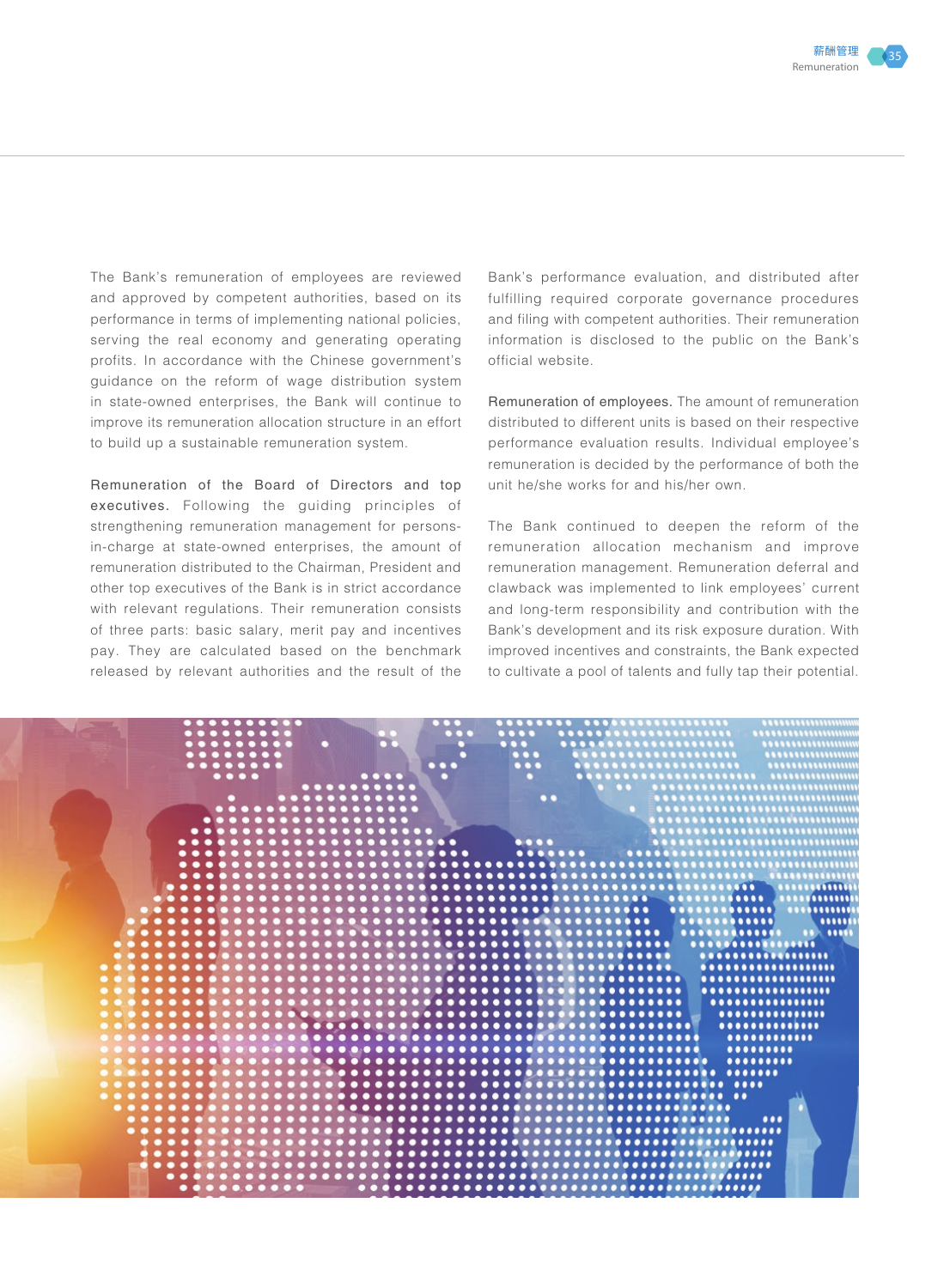The Bank's remuneration of employees are reviewed and approved by competent authorities, based on its performance in terms of implementing national policies, serving the real economy and generating operating profits. In accordance with the Chinese government's guidance on the reform of wage distribution system in state-owned enterprises, the Bank will continue to improve its remuneration allocation structure in an effort to build up a sustainable remuneration system.

Remuneration of the Board of Directors and top executives. Following the guiding principles of strengthening remuneration management for persons-in-charge at state-owned enterprises, the amount of remuneration distributed to the Chairman, President and other top executives of the Bank is in strict accordance with relevant regulations. Their remuneration consists of three parts: basic salary, merit pay and incentives pay. They are calculated based on the benchmark released by relevant authorities and the result of the Bank's performance evaluation, and distributed after fulfilling required corporate governance procedures and filing with competent authorities. Their remuneration information is disclosed to the public on the Bank's official website.

Remuneration of employees. The amount of remuneration distributed to different units is based on their respective performance evaluation results. Individual employee's remuneration is decided by the performance of both the unit he/she works for and his/her own.

The Bank continued to deepen the reform of the remuneration allocation mechanism and improve remuneration management. Remuneration deferral and clawback was implemented to link employees' current and long-term responsibility and contribution with the Bank's development and its risk exposure duration. With improved incentives and constraints, the Bank expected to cultivate a pool of talents and fully tap their potential.